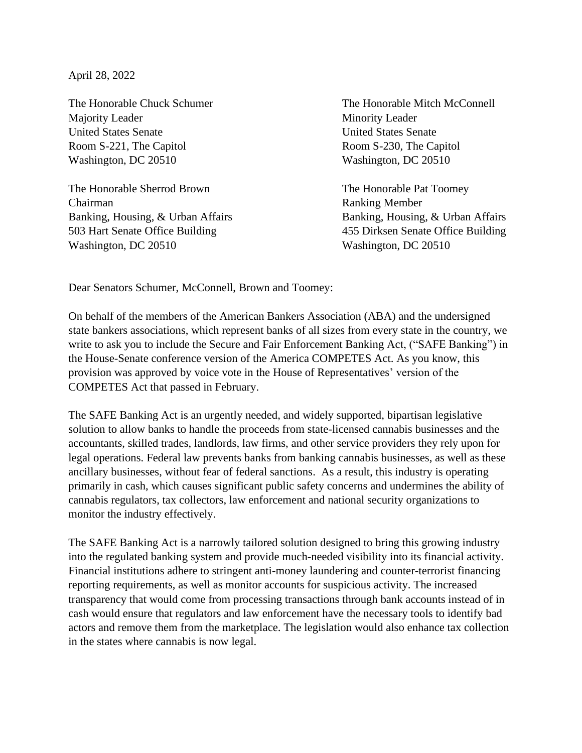April 28, 2022

The Honorable Chuck Schumer
Majority Leader
United States Senate
Room S-221, The Capitol
Washington, DC 20510

The Honorable Mitch McConnell
Minority Leader
United States Senate
Room S-230, The Capitol
Washington, DC 20510

The Honorable Sherrod Brown
Chairman
Banking, Housing, & Urban Affairs
503 Hart Senate Office Building
Washington, DC 20510

The Honorable Pat Toomey
Ranking Member
Banking, Housing, & Urban Affairs
455 Dirksen Senate Office Building
Washington, DC 20510

Dear Senators Schumer, McConnell, Brown and Toomey:

On behalf of the members of the American Bankers Association (ABA) and the undersigned state bankers associations, which represent banks of all sizes from every state in the country, we write to ask you to include the Secure and Fair Enforcement Banking Act, ("SAFE Banking") in the House-Senate conference version of the America COMPETES Act. As you know, this provision was approved by voice vote in the House of Representatives' version of the COMPETES Act that passed in February.

The SAFE Banking Act is an urgently needed, and widely supported, bipartisan legislative solution to allow banks to handle the proceeds from state-licensed cannabis businesses and the accountants, skilled trades, landlords, law firms, and other service providers they rely upon for legal operations. Federal law prevents banks from banking cannabis businesses, as well as these ancillary businesses, without fear of federal sanctions. As a result, this industry is operating primarily in cash, which causes significant public safety concerns and undermines the ability of cannabis regulators, tax collectors, law enforcement and national security organizations to monitor the industry effectively.

The SAFE Banking Act is a narrowly tailored solution designed to bring this growing industry into the regulated banking system and provide much-needed visibility into its financial activity. Financial institutions adhere to stringent anti-money laundering and counter-terrorist financing reporting requirements, as well as monitor accounts for suspicious activity. The increased transparency that would come from processing transactions through bank accounts instead of in cash would ensure that regulators and law enforcement have the necessary tools to identify bad actors and remove them from the marketplace. The legislation would also enhance tax collection in the states where cannabis is now legal.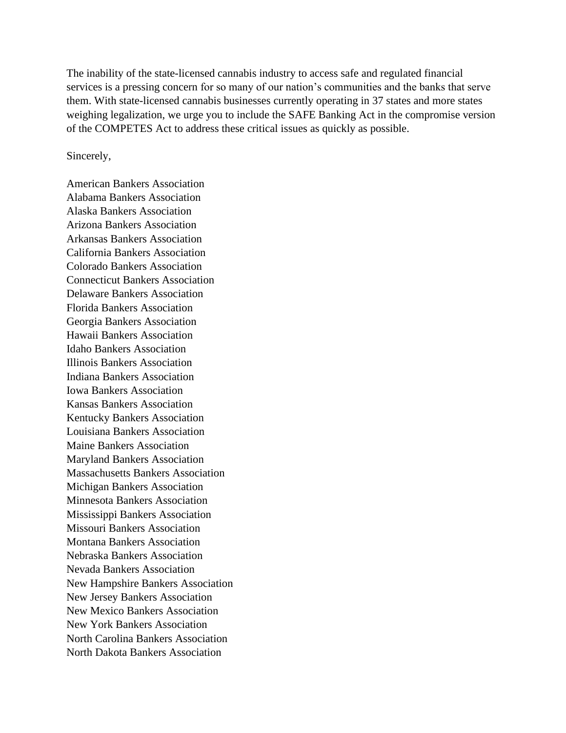The inability of the state-licensed cannabis industry to access safe and regulated financial services is a pressing concern for so many of our nation's communities and the banks that serve them. With state-licensed cannabis businesses currently operating in 37 states and more states weighing legalization, we urge you to include the SAFE Banking Act in the compromise version of the COMPETES Act to address these critical issues as quickly as possible.

Sincerely,

American Bankers Association
Alabama Bankers Association
Alaska Bankers Association
Arizona Bankers Association
Arkansas Bankers Association
California Bankers Association
Colorado Bankers Association
Connecticut Bankers Association
Delaware Bankers Association
Florida Bankers Association
Georgia Bankers Association
Hawaii Bankers Association
Idaho Bankers Association
Illinois Bankers Association
Indiana Bankers Association
Iowa Bankers Association
Kansas Bankers Association
Kentucky Bankers Association
Louisiana Bankers Association
Maine Bankers Association
Maryland Bankers Association
Massachusetts Bankers Association
Michigan Bankers Association
Minnesota Bankers Association
Mississippi Bankers Association
Missouri Bankers Association
Montana Bankers Association
Nebraska Bankers Association
Nevada Bankers Association
New Hampshire Bankers Association
New Jersey Bankers Association
New Mexico Bankers Association
New York Bankers Association
North Carolina Bankers Association
North Dakota Bankers Association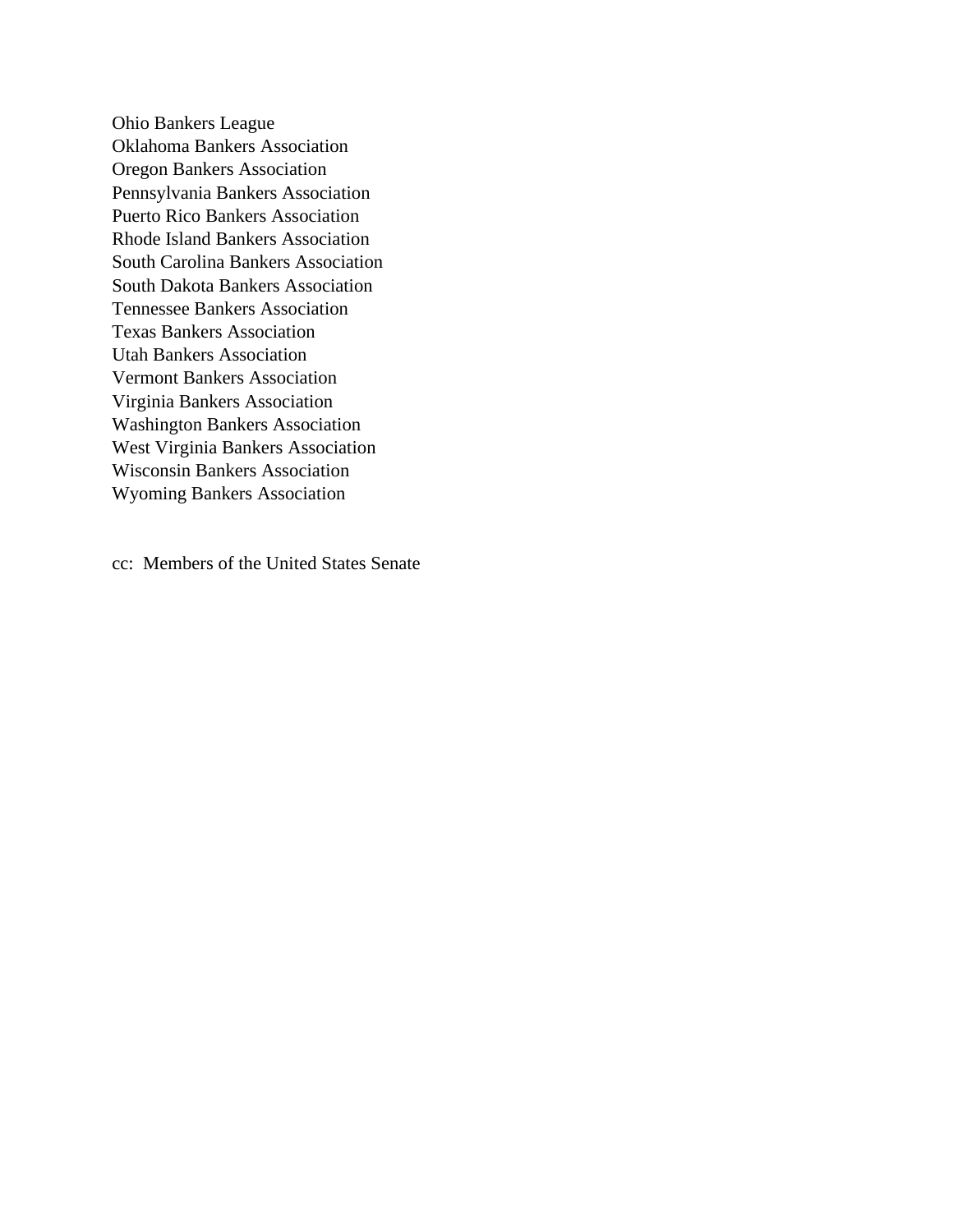Ohio Bankers League
Oklahoma Bankers Association
Oregon Bankers Association
Pennsylvania Bankers Association
Puerto Rico Bankers Association
Rhode Island Bankers Association
South Carolina Bankers Association
South Dakota Bankers Association
Tennessee Bankers Association
Texas Bankers Association
Utah Bankers Association
Vermont Bankers Association
Virginia Bankers Association
Washington Bankers Association
West Virginia Bankers Association
Wisconsin Bankers Association
Wyoming Bankers Association

cc: Members of the United States Senate